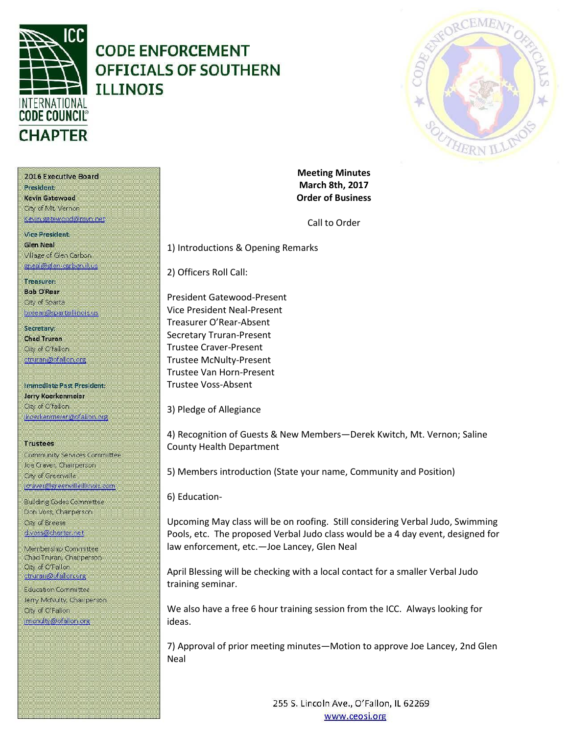# CODE ENFORCEMENT OFFICIALS OF SOUTHERN ILLINOIS

INTERNATIONAL CODE COUNCIL CHAPTER

**2016 Executive Board**

President
**Kevin Gatewood**
City of Mt. Vernon
kevin.gatewood@mvn.net

Vice President
**Glen Neal**
Village of Glen Carbon
gneal@glen-carbon.il.us

Treasurer
**Bob O'Rear**
City of Sparta
borear@spartaillinois.us

Secretary
**Chad Truran**
City of O'fallon
ctruran@ofallon.org

Immediate Past President:
**Jerry Koerkenmeier**
City of O'fallon
jkoerkenmeier@ofallon.org

**Trustees**

Community Services Committee
Joe Craver, Chairperson
City of Greenville
jcraver@greenvilleillinois.com

Building Codes Committee
Don Voss, Chairperson
City of Breese
d.voss@charter.net

Membership Committee
Chad Truran, Chairperson
City of O'Fallon
ctruran@ofallon.org

Education Committee
Jerry McNulty, Chairperson
City of O'Fallon
jmcnulty@ofallon.org

**Meeting Minutes**
**March 8th, 2017**
**Order of Business**

Call to Order

1) Introductions & Opening Remarks

2) Officers Roll Call:

President Gatewood-Present
Vice President Neal-Present
Treasurer O'Rear-Absent
Secretary Truran-Present
Trustee Craver-Present
Trustee McNulty-Present
Trustee Van Horn-Present
Trustee Voss-Absent

3) Pledge of Allegiance

4) Recognition of Guests & New Members—Derek Kwitch, Mt. Vernon; Saline County Health Department

5) Members introduction (State your name, Community and Position)

6) Education-

Upcoming May class will be on roofing. Still considering Verbal Judo, Swimming Pools, etc. The proposed Verbal Judo class would be a 4 day event, designed for law enforcement, etc.—Joe Lancey, Glen Neal

April Blessing will be checking with a local contact for a smaller Verbal Judo training seminar.

We also have a free 6 hour training session from the ICC. Always looking for ideas.

7) Approval of prior meeting minutes—Motion to approve Joe Lancey, 2nd Glen Neal

255 S. Lincoln Ave., O'Fallon, IL 62269
www.ceosi.org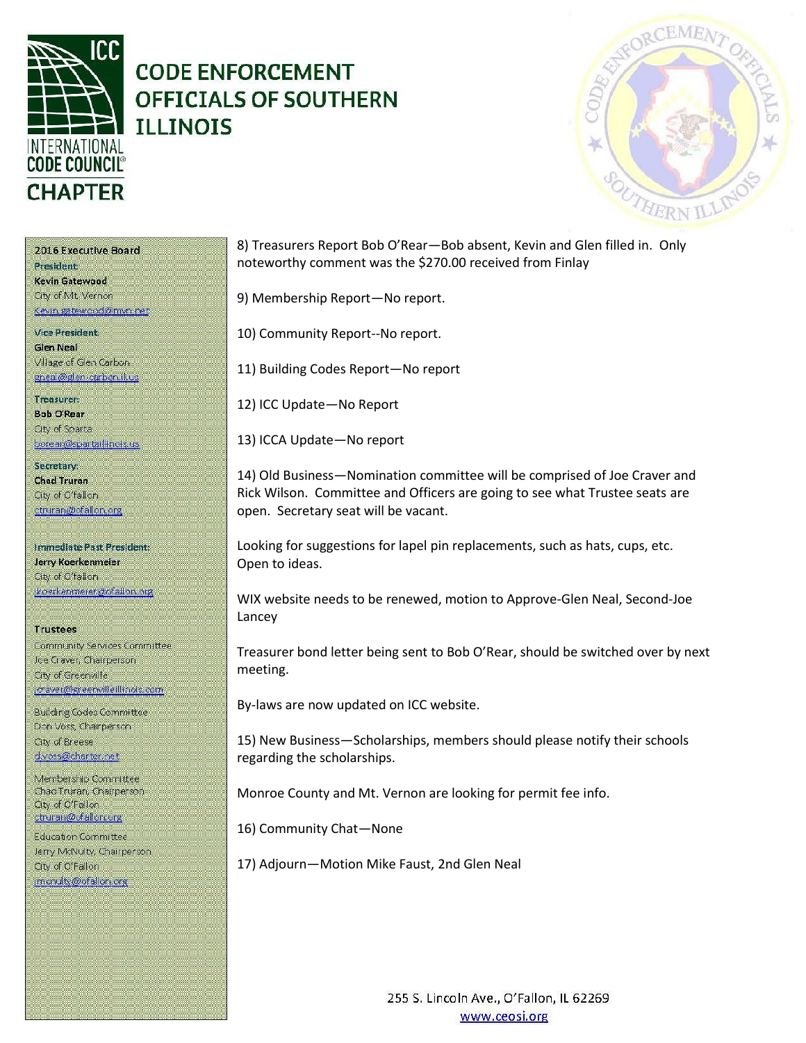# CODE ENFORCEMENT OFFICIALS OF SOUTHERN ILLINOIS

INTERNATIONAL CODE COUNCIL CHAPTER

**2016 Executive Board**

President
**Kevin Gatewood**
City of Mt. Vernon
Kevin.gatewood@mvn.net

Vice President
**Glen Neal**
Village of Glen Carbon
gneal@glen-carbon.il.us

Treasurer
**Bob O'Rear**
City of Sparta
borear@spartaillinois.us

Secretary
**Chad Truran**
City of O'fallon
ctruran@ofallon.org

Immediate Past President
**Jerry Koerkenmeier**
City of O'fallon
jkoerkenmeier@ofallon.org

**Trustees**

Community Services Committee
Joe Craver, Chairperson
City of Greenville
jcraver@greenvilleillinois.com

Building Codes Committee
Don Voss, Chairperson
City of Breese
d.voss@charter.net

Membership Committee
Chad Truran, Chairperson
City of O'Fallon
ctruran@ofallon.org

Education Committee
Jerry McNulty, Chairperson
City of O'Fallon
jmcnulty@ofallon.org

8) Treasurers Report Bob O'Rear—Bob absent, Kevin and Glen filled in. Only noteworthy comment was the $270.00 received from Finlay

9) Membership Report—No report.

10) Community Report--No report.

11) Building Codes Report—No report

12) ICC Update—No Report

13) ICCA Update—No report

14) Old Business—Nomination committee will be comprised of Joe Craver and Rick Wilson. Committee and Officers are going to see what Trustee seats are open. Secretary seat will be vacant.

Looking for suggestions for lapel pin replacements, such as hats, cups, etc. Open to ideas.

WIX website needs to be renewed, motion to Approve-Glen Neal, Second-Joe Lancey

Treasurer bond letter being sent to Bob O'Rear, should be switched over by next meeting.

By-laws are now updated on ICC website.

15) New Business—Scholarships, members should please notify their schools regarding the scholarships.

Monroe County and Mt. Vernon are looking for permit fee info.

16) Community Chat—None

17) Adjourn—Motion Mike Faust, 2nd Glen Neal

255 S. Lincoln Ave., O'Fallon, IL 62269
www.ceosi.org